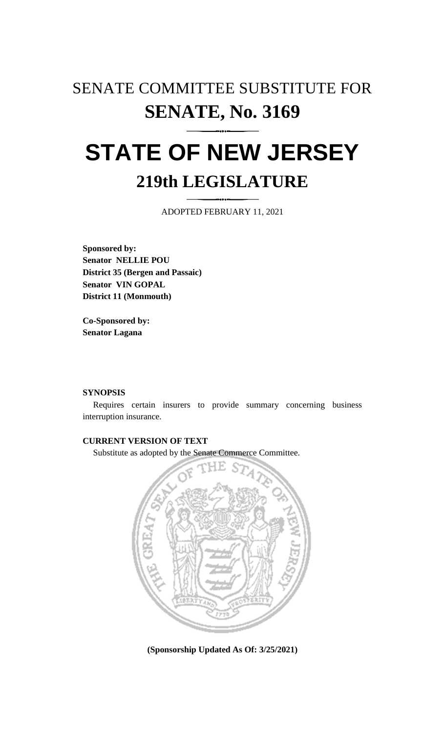# SENATE COMMITTEE SUBSTITUTE FOR
# SENATE, No. 3169

# STATE OF NEW JERSEY
## 219th LEGISLATURE

ADOPTED FEBRUARY 11, 2021

**Sponsored by:**
**Senator NELLIE POU**
**District 35 (Bergen and Passaic)**
**Senator VIN GOPAL**
**District 11 (Monmouth)**

**Co-Sponsored by:**
**Senator Lagana**

**SYNOPSIS**

Requires certain insurers to provide summary concerning business interruption insurance.

**CURRENT VERSION OF TEXT**

Substitute as adopted by the Senate Commerce Committee.

**(Sponsorship Updated As Of: 3/25/2021)**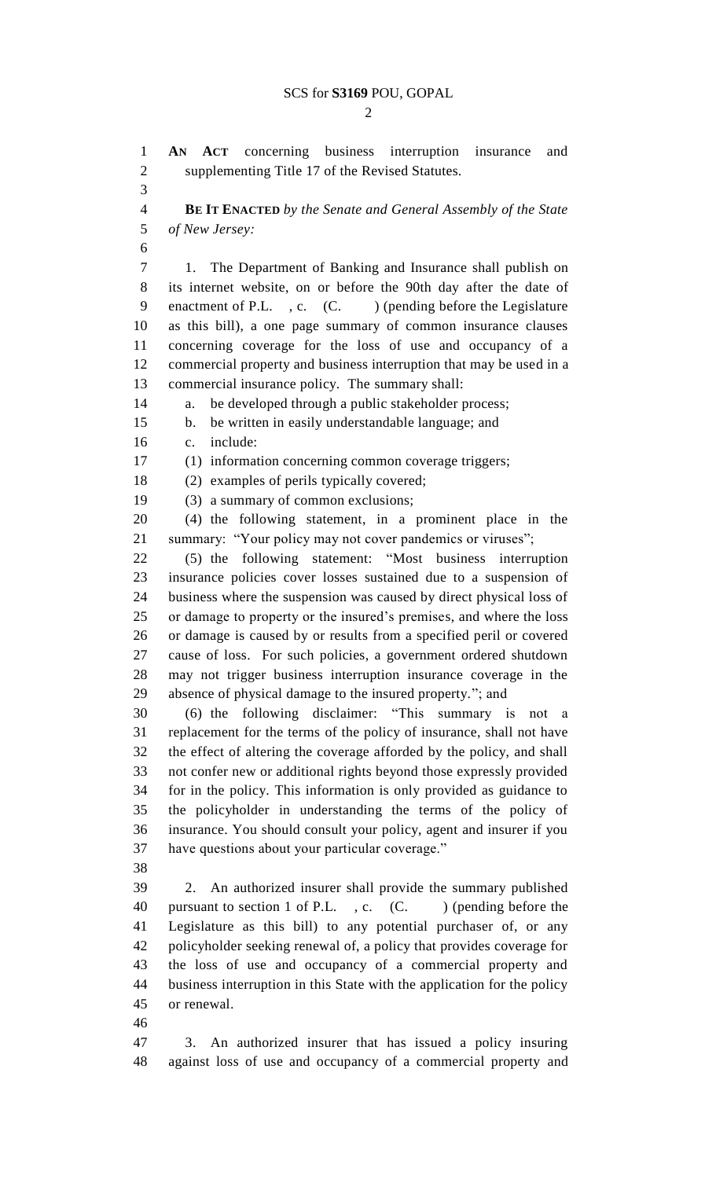**AN ACT** concerning business interruption insurance and supplementing Title 17 of the Revised Statutes.

**BE IT ENACTED** *by the Senate and General Assembly of the State of New Jersey:*

1. The Department of Banking and Insurance shall publish on its internet website, on or before the 90th day after the date of enactment of P.L. , c. (C. ) (pending before the Legislature as this bill), a one page summary of common insurance clauses concerning coverage for the loss of use and occupancy of a commercial property and business interruption that may be used in a commercial insurance policy. The summary shall:

a. be developed through a public stakeholder process;

b. be written in easily understandable language; and

c. include:

(1) information concerning common coverage triggers;

(2) examples of perils typically covered;

(3) a summary of common exclusions;

(4) the following statement, in a prominent place in the summary: "Your policy may not cover pandemics or viruses";

(5) the following statement: "Most business interruption insurance policies cover losses sustained due to a suspension of business where the suspension was caused by direct physical loss of or damage to property or the insured's premises, and where the loss or damage is caused by or results from a specified peril or covered cause of loss. For such policies, a government ordered shutdown may not trigger business interruption insurance coverage in the absence of physical damage to the insured property."; and

(6) the following disclaimer: "This summary is not a replacement for the terms of the policy of insurance, shall not have the effect of altering the coverage afforded by the policy, and shall not confer new or additional rights beyond those expressly provided for in the policy. This information is only provided as guidance to the policyholder in understanding the terms of the policy of insurance. You should consult your policy, agent and insurer if you have questions about your particular coverage."

2. An authorized insurer shall provide the summary published pursuant to section 1 of P.L. , c. (C. ) (pending before the Legislature as this bill) to any potential purchaser of, or any policyholder seeking renewal of, a policy that provides coverage for the loss of use and occupancy of a commercial property and business interruption in this State with the application for the policy or renewal.

3. An authorized insurer that has issued a policy insuring against loss of use and occupancy of a commercial property and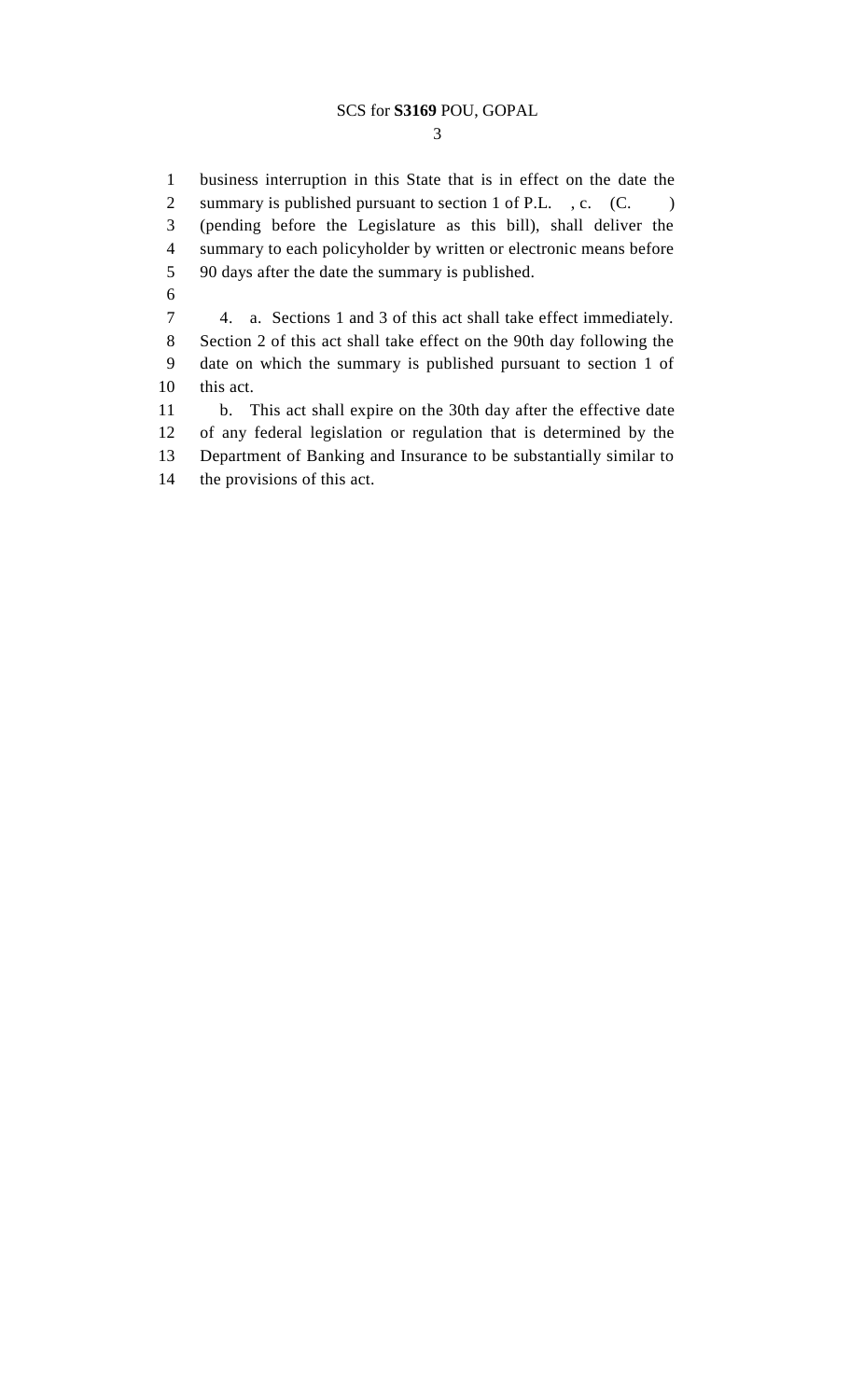business interruption in this State that is in effect on the date the summary is published pursuant to section 1 of P.L. , c. (C. ) (pending before the Legislature as this bill), shall deliver the summary to each policyholder by written or electronic means before 90 days after the date the summary is published.

4. a. Sections 1 and 3 of this act shall take effect immediately. Section 2 of this act shall take effect on the 90th day following the date on which the summary is published pursuant to section 1 of this act.

b. This act shall expire on the 30th day after the effective date of any federal legislation or regulation that is determined by the Department of Banking and Insurance to be substantially similar to the provisions of this act.